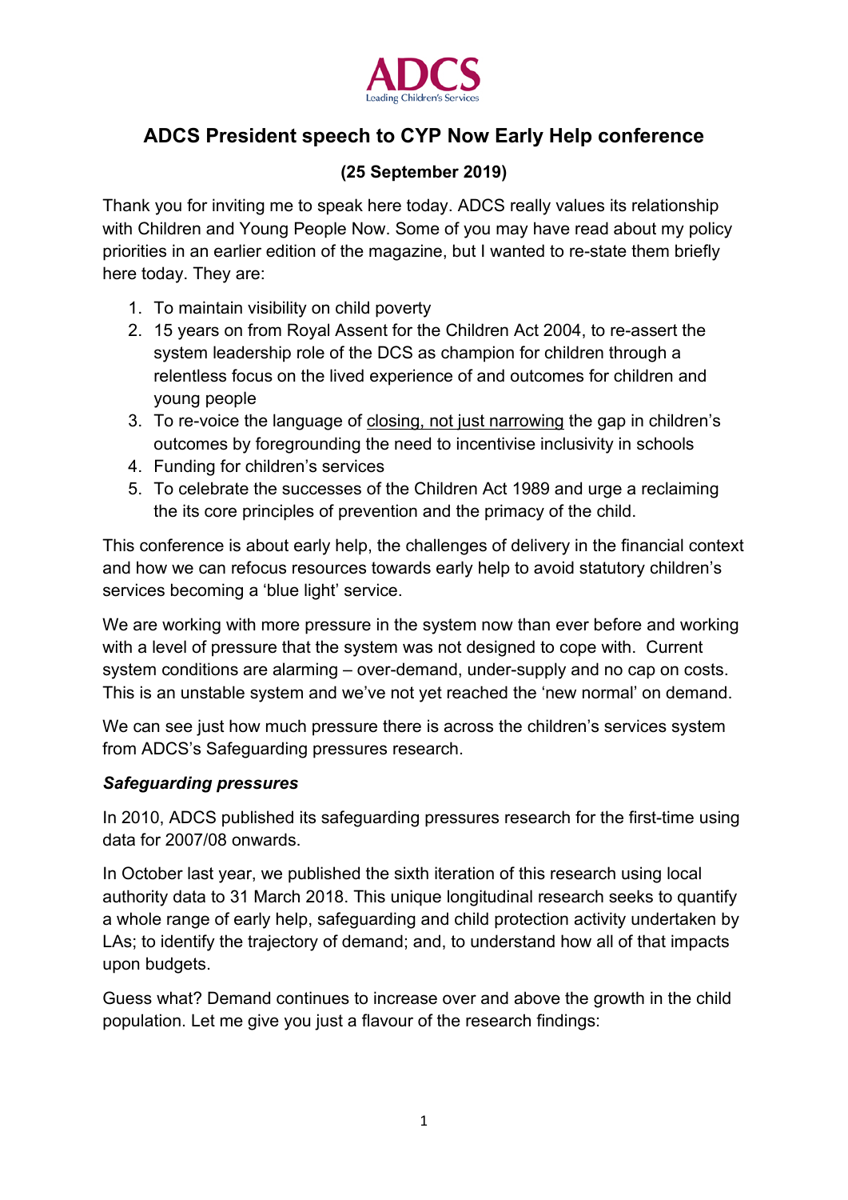ADCS
Leading Children's Services

# ADCS President speech to CYP Now Early Help conference

**(25 September 2019)**

Thank you for inviting me to speak here today. ADCS really values its relationship with Children and Young People Now. Some of you may have read about my policy priorities in an earlier edition of the magazine, but I wanted to re-state them briefly here today. They are:

1. To maintain visibility on child poverty
2. 15 years on from Royal Assent for the Children Act 2004, to re-assert the system leadership role of the DCS as champion for children through a relentless focus on the lived experience of and outcomes for children and young people
3. To re-voice the language of closing, not just narrowing the gap in children's outcomes by foregrounding the need to incentivise inclusivity in schools
4. Funding for children's services
5. To celebrate the successes of the Children Act 1989 and urge a reclaiming the its core principles of prevention and the primacy of the child.

This conference is about early help, the challenges of delivery in the financial context and how we can refocus resources towards early help to avoid statutory children's services becoming a 'blue light' service.

We are working with more pressure in the system now than ever before and working with a level of pressure that the system was not designed to cope with. Current system conditions are alarming – over-demand, under-supply and no cap on costs. This is an unstable system and we've not yet reached the 'new normal' on demand.

We can see just how much pressure there is across the children's services system from ADCS's Safeguarding pressures research.

### *Safeguarding pressures*

In 2010, ADCS published its safeguarding pressures research for the first-time using data for 2007/08 onwards.

In October last year, we published the sixth iteration of this research using local authority data to 31 March 2018. This unique longitudinal research seeks to quantify a whole range of early help, safeguarding and child protection activity undertaken by LAs; to identify the trajectory of demand; and, to understand how all of that impacts upon budgets.

Guess what? Demand continues to increase over and above the growth in the child population. Let me give you just a flavour of the research findings: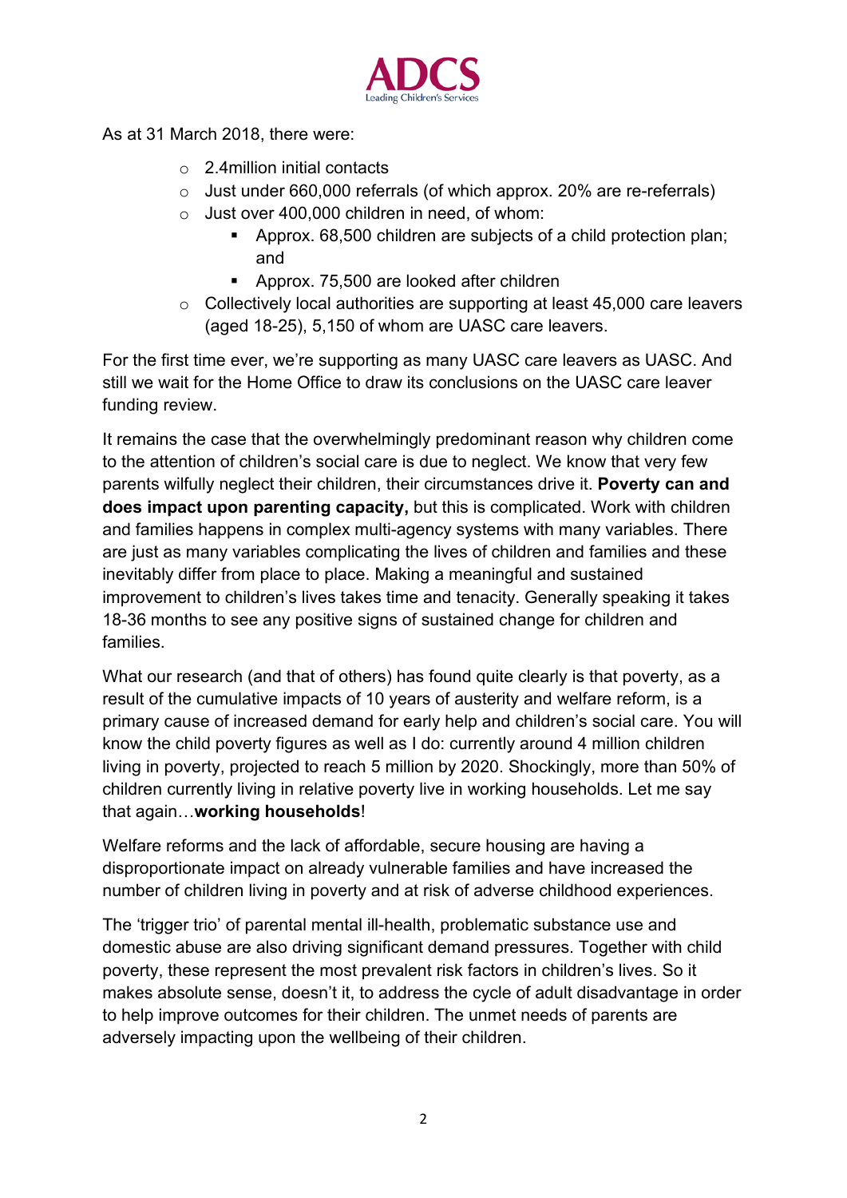As at 31 March 2018, there were:

- 2.4million initial contacts
- Just under 660,000 referrals (of which approx. 20% are re-referrals)
- Just over 400,000 children in need, of whom:
  - Approx. 68,500 children are subjects of a child protection plan; and
  - Approx. 75,500 are looked after children
- Collectively local authorities are supporting at least 45,000 care leavers (aged 18-25), 5,150 of whom are UASC care leavers.

For the first time ever, we're supporting as many UASC care leavers as UASC. And still we wait for the Home Office to draw its conclusions on the UASC care leaver funding review.

It remains the case that the overwhelmingly predominant reason why children come to the attention of children's social care is due to neglect. We know that very few parents wilfully neglect their children, their circumstances drive it. **Poverty can and does impact upon parenting capacity,** but this is complicated. Work with children and families happens in complex multi-agency systems with many variables. There are just as many variables complicating the lives of children and families and these inevitably differ from place to place. Making a meaningful and sustained improvement to children's lives takes time and tenacity. Generally speaking it takes 18-36 months to see any positive signs of sustained change for children and families.

What our research (and that of others) has found quite clearly is that poverty, as a result of the cumulative impacts of 10 years of austerity and welfare reform, is a primary cause of increased demand for early help and children's social care. You will know the child poverty figures as well as I do: currently around 4 million children living in poverty, projected to reach 5 million by 2020. Shockingly, more than 50% of children currently living in relative poverty live in working households. Let me say that again…**working households**!

Welfare reforms and the lack of affordable, secure housing are having a disproportionate impact on already vulnerable families and have increased the number of children living in poverty and at risk of adverse childhood experiences.

The 'trigger trio' of parental mental ill-health, problematic substance use and domestic abuse are also driving significant demand pressures. Together with child poverty, these represent the most prevalent risk factors in children's lives. So it makes absolute sense, doesn't it, to address the cycle of adult disadvantage in order to help improve outcomes for their children. The unmet needs of parents are adversely impacting upon the wellbeing of their children.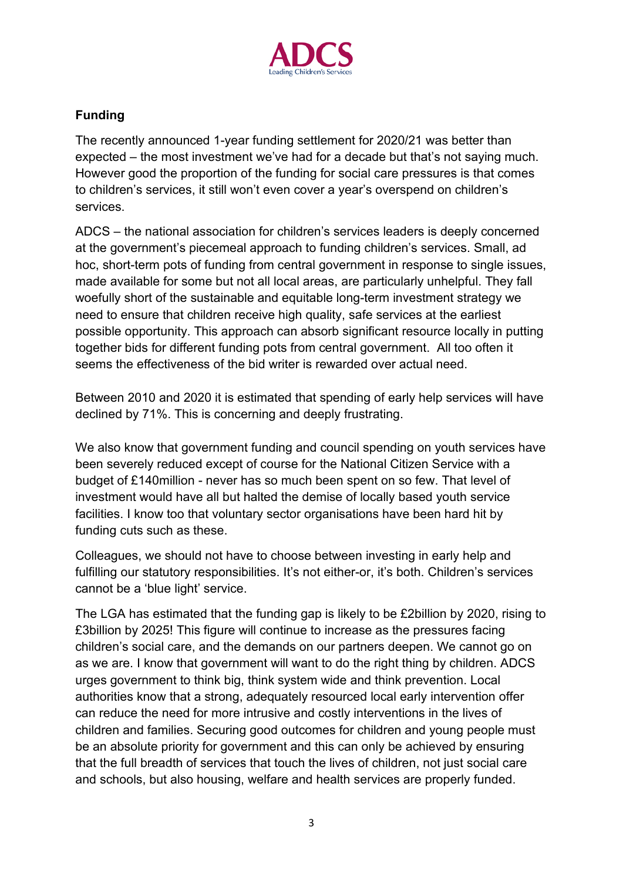## Funding

The recently announced 1-year funding settlement for 2020/21 was better than expected – the most investment we've had for a decade but that's not saying much. However good the proportion of the funding for social care pressures is that comes to children's services, it still won't even cover a year's overspend on children's services.

ADCS – the national association for children's services leaders is deeply concerned at the government's piecemeal approach to funding children's services. Small, ad hoc, short-term pots of funding from central government in response to single issues, made available for some but not all local areas, are particularly unhelpful. They fall woefully short of the sustainable and equitable long-term investment strategy we need to ensure that children receive high quality, safe services at the earliest possible opportunity. This approach can absorb significant resource locally in putting together bids for different funding pots from central government. All too often it seems the effectiveness of the bid writer is rewarded over actual need.

Between 2010 and 2020 it is estimated that spending of early help services will have declined by 71%. This is concerning and deeply frustrating.

We also know that government funding and council spending on youth services have been severely reduced except of course for the National Citizen Service with a budget of £140million - never has so much been spent on so few. That level of investment would have all but halted the demise of locally based youth service facilities. I know too that voluntary sector organisations have been hard hit by funding cuts such as these.

Colleagues, we should not have to choose between investing in early help and fulfilling our statutory responsibilities. It's not either-or, it's both. Children's services cannot be a 'blue light' service.

The LGA has estimated that the funding gap is likely to be £2billion by 2020, rising to £3billion by 2025! This figure will continue to increase as the pressures facing children's social care, and the demands on our partners deepen. We cannot go on as we are. I know that government will want to do the right thing by children. ADCS urges government to think big, think system wide and think prevention. Local authorities know that a strong, adequately resourced local early intervention offer can reduce the need for more intrusive and costly interventions in the lives of children and families. Securing good outcomes for children and young people must be an absolute priority for government and this can only be achieved by ensuring that the full breadth of services that touch the lives of children, not just social care and schools, but also housing, welfare and health services are properly funded.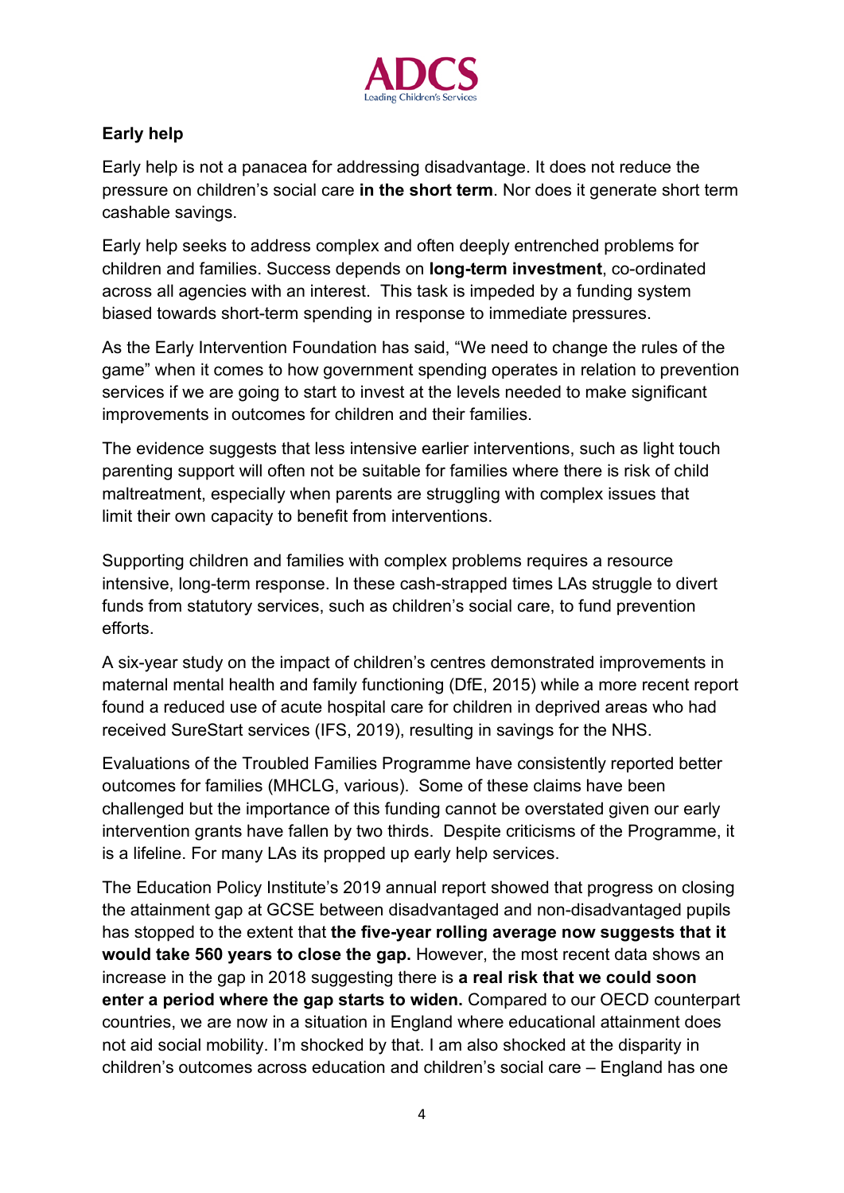**Early help**

Early help is not a panacea for addressing disadvantage. It does not reduce the pressure on children's social care **in the short term**. Nor does it generate short term cashable savings.

Early help seeks to address complex and often deeply entrenched problems for children and families. Success depends on **long-term investment**, co-ordinated across all agencies with an interest. This task is impeded by a funding system biased towards short-term spending in response to immediate pressures.

As the Early Intervention Foundation has said, "We need to change the rules of the game" when it comes to how government spending operates in relation to prevention services if we are going to start to invest at the levels needed to make significant improvements in outcomes for children and their families.

The evidence suggests that less intensive earlier interventions, such as light touch parenting support will often not be suitable for families where there is risk of child maltreatment, especially when parents are struggling with complex issues that limit their own capacity to benefit from interventions.

Supporting children and families with complex problems requires a resource intensive, long-term response. In these cash-strapped times LAs struggle to divert funds from statutory services, such as children's social care, to fund prevention efforts.

A six-year study on the impact of children's centres demonstrated improvements in maternal mental health and family functioning (DfE, 2015) while a more recent report found a reduced use of acute hospital care for children in deprived areas who had received SureStart services (IFS, 2019), resulting in savings for the NHS.

Evaluations of the Troubled Families Programme have consistently reported better outcomes for families (MHCLG, various). Some of these claims have been challenged but the importance of this funding cannot be overstated given our early intervention grants have fallen by two thirds. Despite criticisms of the Programme, it is a lifeline. For many LAs its propped up early help services.

The Education Policy Institute's 2019 annual report showed that progress on closing the attainment gap at GCSE between disadvantaged and non-disadvantaged pupils has stopped to the extent that **the five-year rolling average now suggests that it would take 560 years to close the gap.** However, the most recent data shows an increase in the gap in 2018 suggesting there is **a real risk that we could soon enter a period where the gap starts to widen.** Compared to our OECD counterpart countries, we are now in a situation in England where educational attainment does not aid social mobility. I'm shocked by that. I am also shocked at the disparity in children's outcomes across education and children's social care – England has one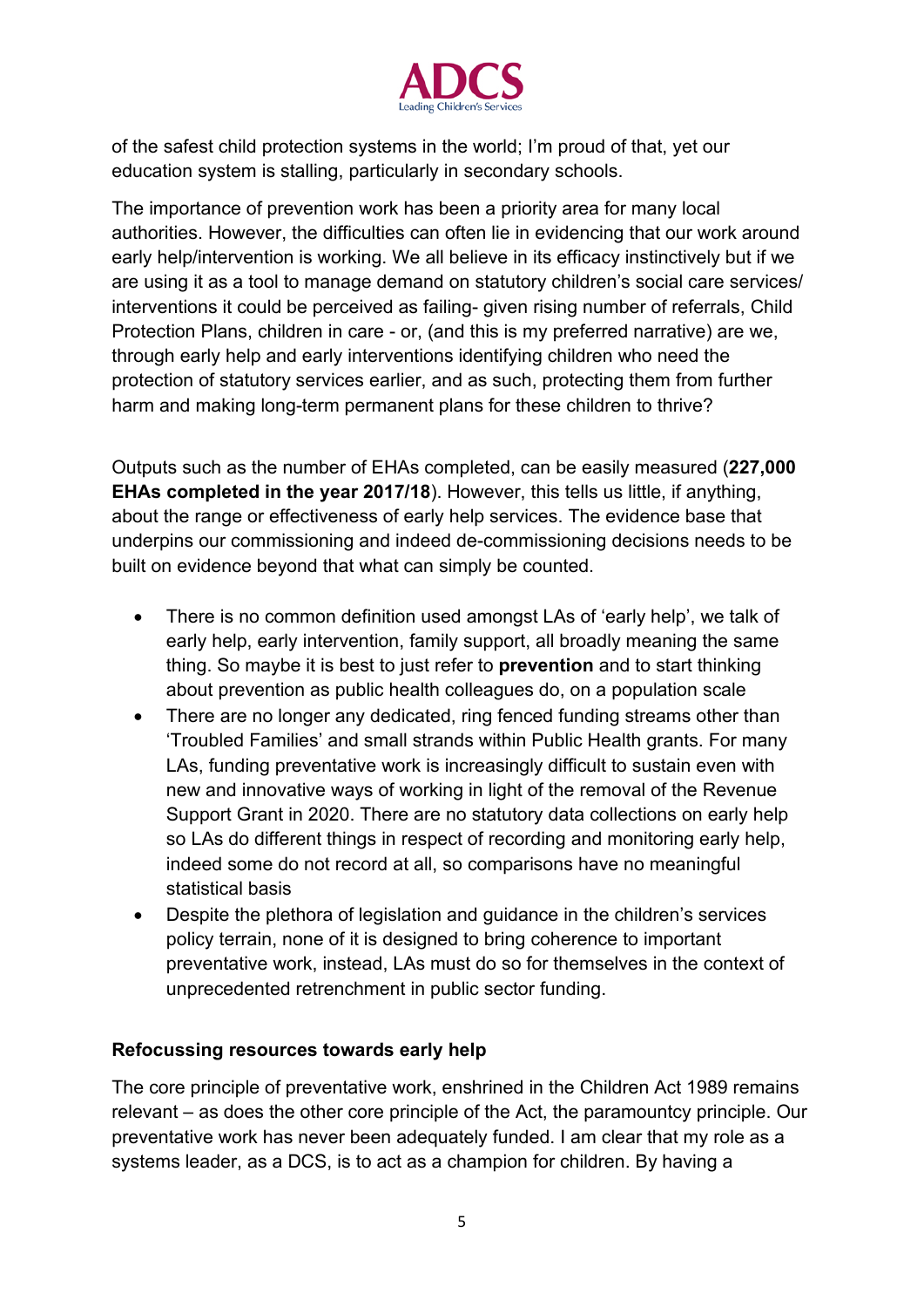of the safest child protection systems in the world; I'm proud of that, yet our education system is stalling, particularly in secondary schools.

The importance of prevention work has been a priority area for many local authorities. However, the difficulties can often lie in evidencing that our work around early help/intervention is working. We all believe in its efficacy instinctively but if we are using it as a tool to manage demand on statutory children's social care services/ interventions it could be perceived as failing- given rising number of referrals, Child Protection Plans, children in care - or, (and this is my preferred narrative) are we, through early help and early interventions identifying children who need the protection of statutory services earlier, and as such, protecting them from further harm and making long-term permanent plans for these children to thrive?

Outputs such as the number of EHAs completed, can be easily measured (**227,000 EHAs completed in the year 2017/18**). However, this tells us little, if anything, about the range or effectiveness of early help services. The evidence base that underpins our commissioning and indeed de-commissioning decisions needs to be built on evidence beyond that what can simply be counted.

- There is no common definition used amongst LAs of 'early help', we talk of early help, early intervention, family support, all broadly meaning the same thing. So maybe it is best to just refer to **prevention** and to start thinking about prevention as public health colleagues do, on a population scale
- There are no longer any dedicated, ring fenced funding streams other than 'Troubled Families' and small strands within Public Health grants. For many LAs, funding preventative work is increasingly difficult to sustain even with new and innovative ways of working in light of the removal of the Revenue Support Grant in 2020. There are no statutory data collections on early help so LAs do different things in respect of recording and monitoring early help, indeed some do not record at all, so comparisons have no meaningful statistical basis
- Despite the plethora of legislation and guidance in the children's services policy terrain, none of it is designed to bring coherence to important preventative work, instead, LAs must do so for themselves in the context of unprecedented retrenchment in public sector funding.

**Refocussing resources towards early help**

The core principle of preventative work, enshrined in the Children Act 1989 remains relevant – as does the other core principle of the Act, the paramountcy principle. Our preventative work has never been adequately funded. I am clear that my role as a systems leader, as a DCS, is to act as a champion for children. By having a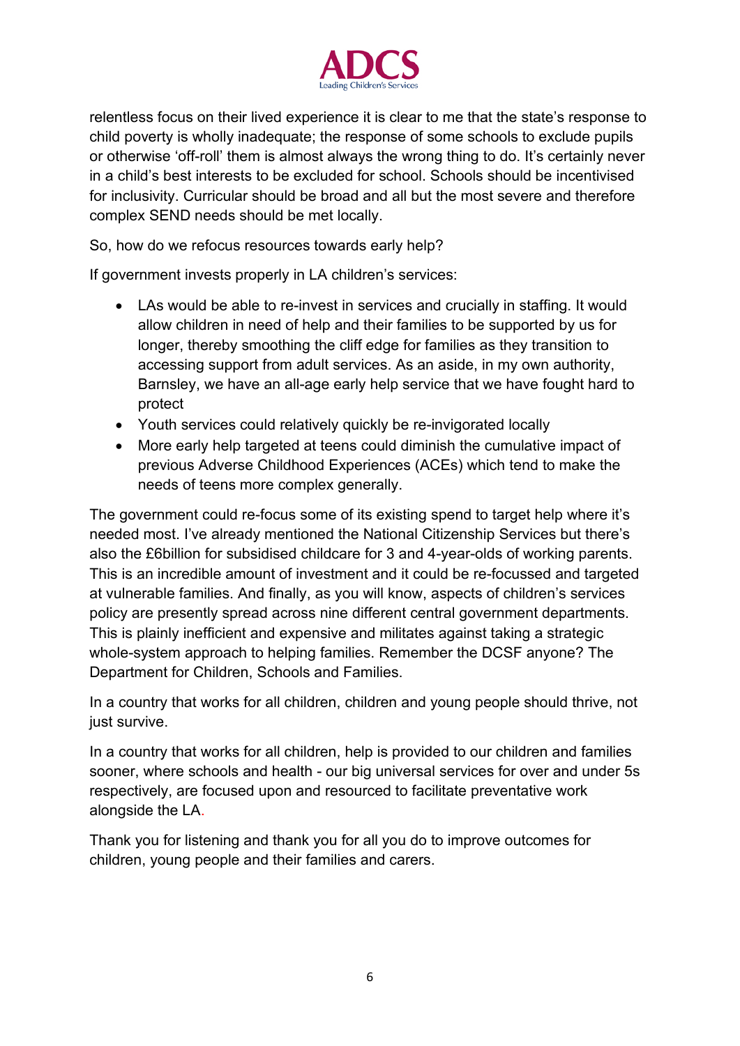relentless focus on their lived experience it is clear to me that the state's response to child poverty is wholly inadequate; the response of some schools to exclude pupils or otherwise 'off-roll' them is almost always the wrong thing to do. It's certainly never in a child's best interests to be excluded for school. Schools should be incentivised for inclusivity. Curricular should be broad and all but the most severe and therefore complex SEND needs should be met locally.

So, how do we refocus resources towards early help?

If government invests properly in LA children's services:

- LAs would be able to re-invest in services and crucially in staffing. It would allow children in need of help and their families to be supported by us for longer, thereby smoothing the cliff edge for families as they transition to accessing support from adult services. As an aside, in my own authority, Barnsley, we have an all-age early help service that we have fought hard to protect
- Youth services could relatively quickly be re-invigorated locally
- More early help targeted at teens could diminish the cumulative impact of previous Adverse Childhood Experiences (ACEs) which tend to make the needs of teens more complex generally.

The government could re-focus some of its existing spend to target help where it's needed most. I've already mentioned the National Citizenship Services but there's also the £6billion for subsidised childcare for 3 and 4-year-olds of working parents. This is an incredible amount of investment and it could be re-focussed and targeted at vulnerable families. And finally, as you will know, aspects of children's services policy are presently spread across nine different central government departments. This is plainly inefficient and expensive and militates against taking a strategic whole-system approach to helping families. Remember the DCSF anyone? The Department for Children, Schools and Families.

In a country that works for all children, children and young people should thrive, not just survive.

In a country that works for all children, help is provided to our children and families sooner, where schools and health - our big universal services for over and under 5s respectively, are focused upon and resourced to facilitate preventative work alongside the LA.

Thank you for listening and thank you for all you do to improve outcomes for children, young people and their families and carers.